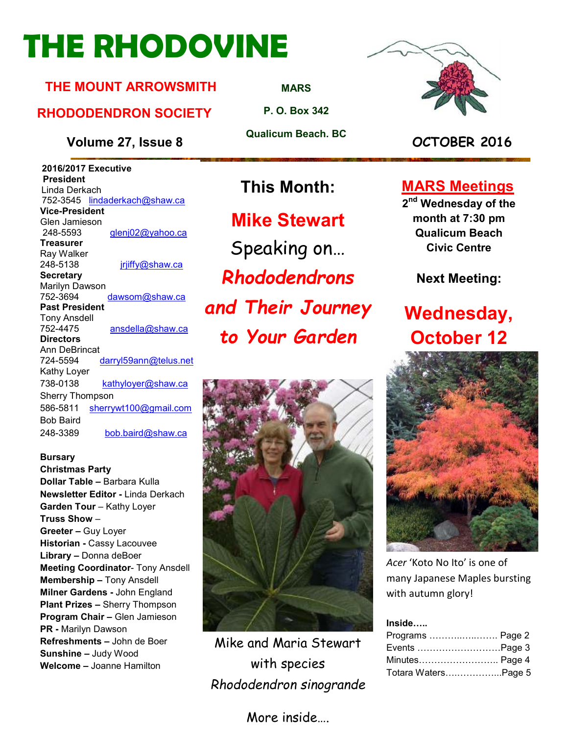# THE RHODOVINE

**THE MOUNT ARROWSMITH RHODODENDRON SOCIETY**

**MARS**
**P. O. Box 342**
**Qualicum Beach. BC**

**Volume 27, Issue 8**

**OCTOBER 2016**

**2016/2017 Executive**

**President**
Linda Derkach
752-3545 lindaderkach@shaw.ca

**Vice-President**
Glen Jamieson
248-5593 glenj02@yahoo.ca

**Treasurer**
Ray Walker
248-5138 jrjiffy@shaw.ca

**Secretary**
Marilyn Dawson
752-3694 dawsom@shaw.ca

**Past President**
Tony Ansdell
752-4475 ansdella@shaw.ca

**Directors**
Ann DeBrincat
724-5594 darryl59ann@telus.net
Kathy Loyer
738-0138 kathyloyer@shaw.ca
Sherry Thompson
586-5811 sherrywt100@gmail.com
Bob Baird
248-3389 bob.baird@shaw.ca

**Bursary**
**Christmas Party**
**Dollar Table –** Barbara Kulla
**Newsletter Editor -** Linda Derkach
**Garden Tour** – Kathy Loyer
**Truss Show** –
**Greeter –** Guy Loyer
**Historian -** Cassy Lacouvee
**Library –** Donna deBoer
**Meeting Coordinator**- Tony Ansdell
**Membership –** Tony Ansdell
**Milner Gardens -** John England
**Plant Prizes –** Sherry Thompson
**Program Chair –** Glen Jamieson
**PR -** Marilyn Dawson
**Refreshments –** John de Boer
**Sunshine –** Judy Wood
**Welcome –** Joanne Hamilton

## This Month:

**Mike Stewart**

Speaking on…

***Rhododendrons and Their Journey to Your Garden***

Mike and Maria Stewart with species *Rhododendron sinogrande*

More inside….

## MARS Meetings

**2nd Wednesday of the month at 7:30 pm Qualicum Beach Civic Centre**

**Next Meeting:**

**Wednesday, October 12**

*Acer* 'Koto No Ito' is one of many Japanese Maples bursting with autumn glory!

**Inside…..**

Programs ……………….…. Page 2
Events ……………………….Page 3
Minutes…………………….. Page 4
Totara Waters……………...Page 5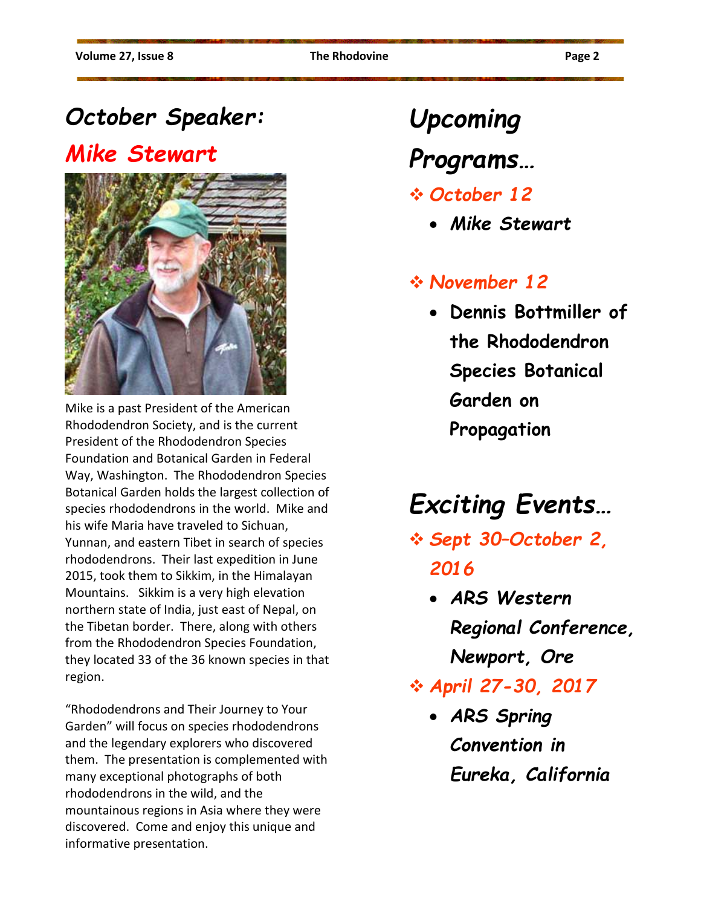# October Speaker:

## *Mike Stewart*

Mike is a past President of the American Rhododendron Society, and is the current President of the Rhododendron Species Foundation and Botanical Garden in Federal Way, Washington. The Rhododendron Species Botanical Garden holds the largest collection of species rhododendrons in the world. Mike and his wife Maria have traveled to Sichuan, Yunnan, and eastern Tibet in search of species rhododendrons. Their last expedition in June 2015, took them to Sikkim, in the Himalayan Mountains. Sikkim is a very high elevation northern state of India, just east of Nepal, on the Tibetan border. There, along with others from the Rhododendron Species Foundation, they located 33 of the 36 known species in that region.

"Rhododendrons and Their Journey to Your Garden" will focus on species rhododendrons and the legendary explorers who discovered them. The presentation is complemented with many exceptional photographs of both rhododendrons in the wild, and the mountainous regions in Asia where they were discovered. Come and enjoy this unique and informative presentation.

# *Upcoming Programs…*

- *October 12*
  - ***Mike Stewart***
- *November 12*
  - **Dennis Bottmiller of the Rhododendron Species Botanical Garden on Propagation**

# *Exciting Events…*

- *Sept 30–October 2, 2016*
  - *ARS Western Regional Conference, Newport, Ore*
- *April 27-30, 2017*
  - *ARS Spring Convention in Eureka, California*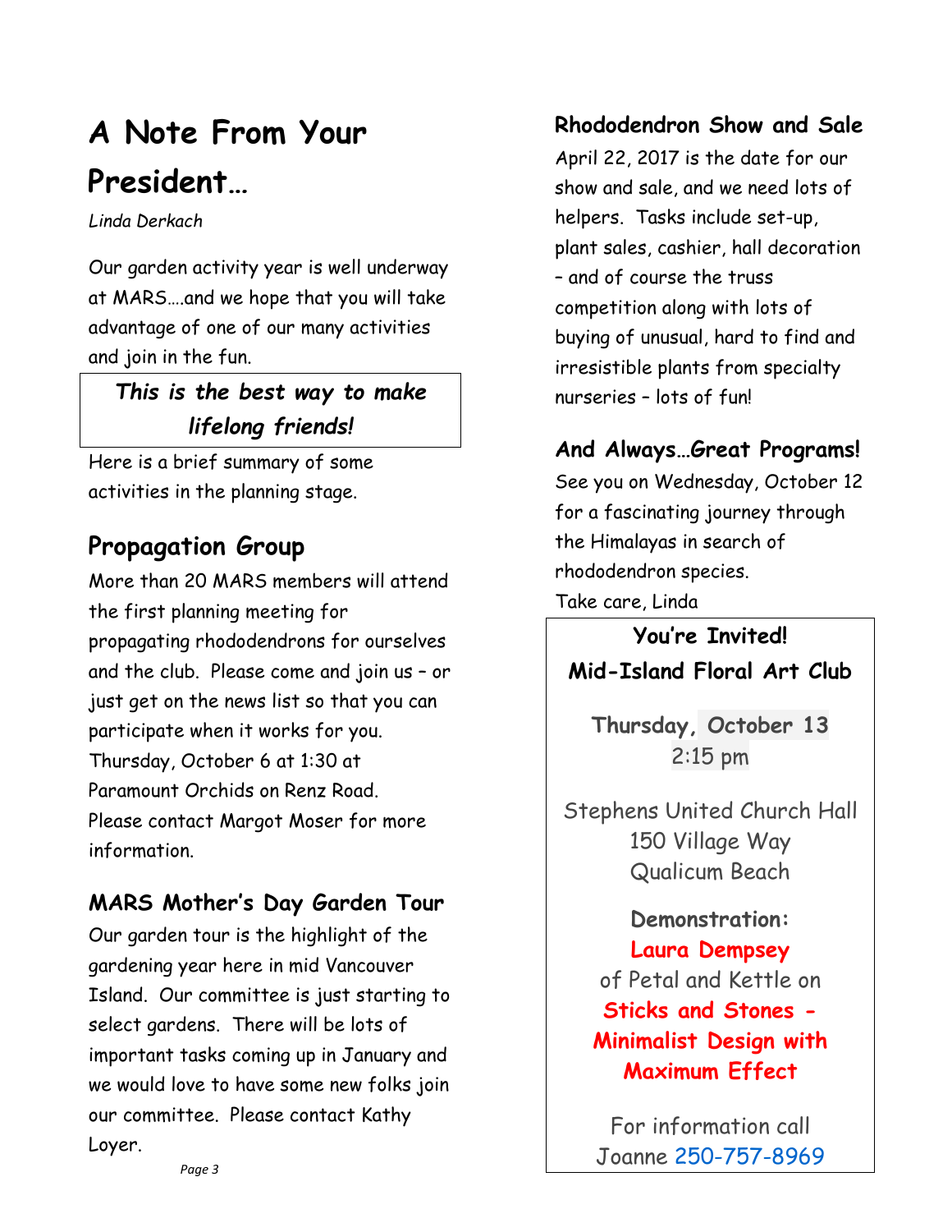# A Note From Your President…

*Linda Derkach*

Our garden activity year is well underway at MARS….and we hope that you will take advantage of one of our many activities and join in the fun.

***This is the best way to make lifelong friends!***

Here is a brief summary of some activities in the planning stage.

## Propagation Group

More than 20 MARS members will attend the first planning meeting for propagating rhododendrons for ourselves and the club. Please come and join us – or just get on the news list so that you can participate when it works for you. Thursday, October 6 at 1:30 at Paramount Orchids on Renz Road. Please contact Margot Moser for more information.

## MARS Mother's Day Garden Tour

Our garden tour is the highlight of the gardening year here in mid Vancouver Island. Our committee is just starting to select gardens. There will be lots of important tasks coming up in January and we would love to have some new folks join our committee. Please contact Kathy Loyer.

## Rhododendron Show and Sale

April 22, 2017 is the date for our show and sale, and we need lots of helpers. Tasks include set-up, plant sales, cashier, hall decoration – and of course the truss competition along with lots of buying of unusual, hard to find and irresistible plants from specialty nurseries – lots of fun!

## And Always…Great Programs!

See you on Wednesday, October 12 for a fascinating journey through the Himalayas in search of rhododendron species.

Take care, Linda

**You're Invited!**

**Mid-Island Floral Art Club**

**Thursday, October 13**
2:15 pm

Stephens United Church Hall
150 Village Way
Qualicum Beach

**Demonstration:**
**Laura Dempsey**
of Petal and Kettle on
**Sticks and Stones - Minimalist Design with Maximum Effect**

For information call
Joanne 250-757-8969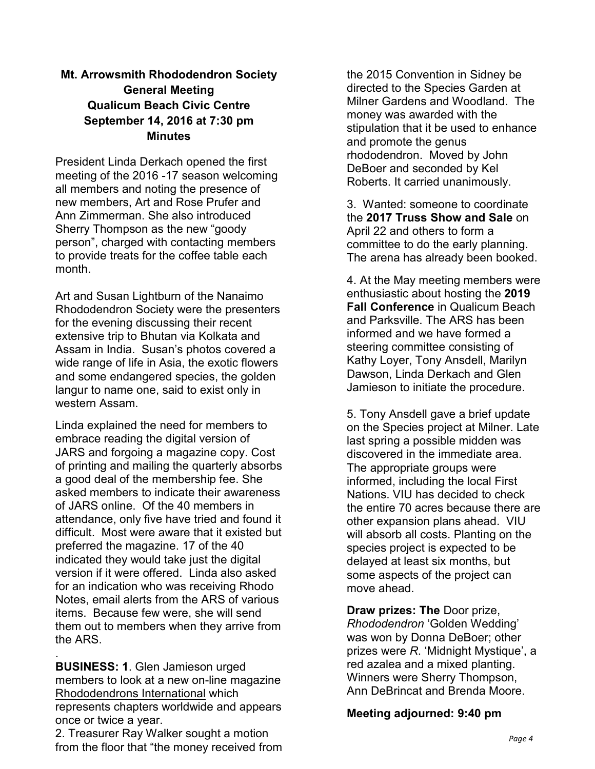**Mt. Arrowsmith Rhododendron Society**
**General Meeting**
**Qualicum Beach Civic Centre**
**September 14, 2016 at 7:30 pm**
**Minutes**

President Linda Derkach opened the first meeting of the 2016 -17 season welcoming all members and noting the presence of new members, Art and Rose Prufer and Ann Zimmerman. She also introduced Sherry Thompson as the new "goody person", charged with contacting members to provide treats for the coffee table each month.

Art and Susan Lightburn of the Nanaimo Rhododendron Society were the presenters for the evening discussing their recent extensive trip to Bhutan via Kolkata and Assam in India. Susan's photos covered a wide range of life in Asia, the exotic flowers and some endangered species, the golden langur to name one, said to exist only in western Assam.

Linda explained the need for members to embrace reading the digital version of JARS and forgoing a magazine copy. Cost of printing and mailing the quarterly absorbs a good deal of the membership fee. She asked members to indicate their awareness of JARS online. Of the 40 members in attendance, only five have tried and found it difficult. Most were aware that it existed but preferred the magazine. 17 of the 40 indicated they would take just the digital version if it were offered. Linda also asked for an indication who was receiving Rhodo Notes, email alerts from the ARS of various items. Because few were, she will send them out to members when they arrive from the ARS.

.

**BUSINESS: 1**. Glen Jamieson urged members to look at a new on-line magazine Rhododendrons International which represents chapters worldwide and appears once or twice a year.

2. Treasurer Ray Walker sought a motion from the floor that "the money received from the 2015 Convention in Sidney be directed to the Species Garden at Milner Gardens and Woodland. The money was awarded with the stipulation that it be used to enhance and promote the genus rhododendron. Moved by John DeBoer and seconded by Kel Roberts. It carried unanimously.

3. Wanted: someone to coordinate the **2017 Truss Show and Sale** on April 22 and others to form a committee to do the early planning. The arena has already been booked.

4. At the May meeting members were enthusiastic about hosting the **2019 Fall Conference** in Qualicum Beach and Parksville. The ARS has been informed and we have formed a steering committee consisting of Kathy Loyer, Tony Ansdell, Marilyn Dawson, Linda Derkach and Glen Jamieson to initiate the procedure.

5. Tony Ansdell gave a brief update on the Species project at Milner. Late last spring a possible midden was discovered in the immediate area. The appropriate groups were informed, including the local First Nations. VIU has decided to check the entire 70 acres because there are other expansion plans ahead. VIU will absorb all costs. Planting on the species project is expected to be delayed at least six months, but some aspects of the project can move ahead.

**Draw prizes: The** Door prize, *Rhododendron* 'Golden Wedding' was won by Donna DeBoer; other prizes were *R*. 'Midnight Mystique', a red azalea and a mixed planting. Winners were Sherry Thompson, Ann DeBrincat and Brenda Moore.

**Meeting adjourned: 9:40 pm**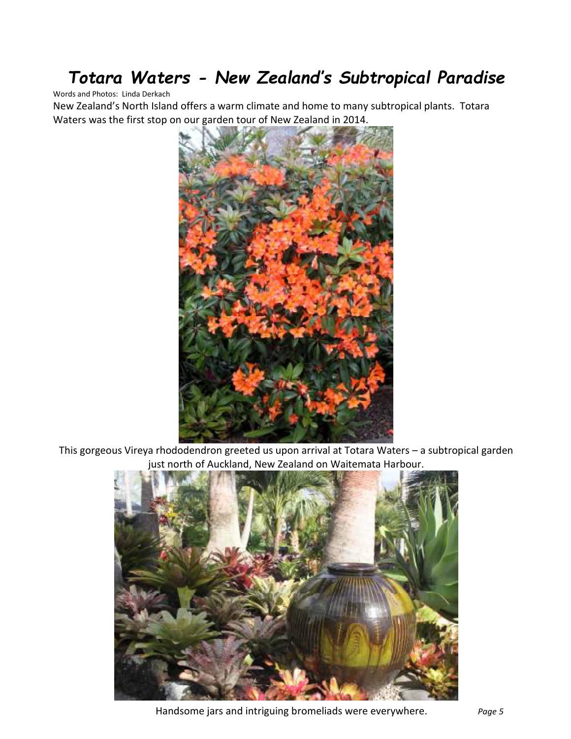# *Totara Waters - New Zealand's Subtropical Paradise*

Words and Photos: Linda Derkach

New Zealand's North Island offers a warm climate and home to many subtropical plants. Totara Waters was the first stop on our garden tour of New Zealand in 2014.

This gorgeous Vireya rhododendron greeted us upon arrival at Totara Waters – a subtropical garden just north of Auckland, New Zealand on Waitemata Harbour.

Handsome jars and intriguing bromeliads were everywhere.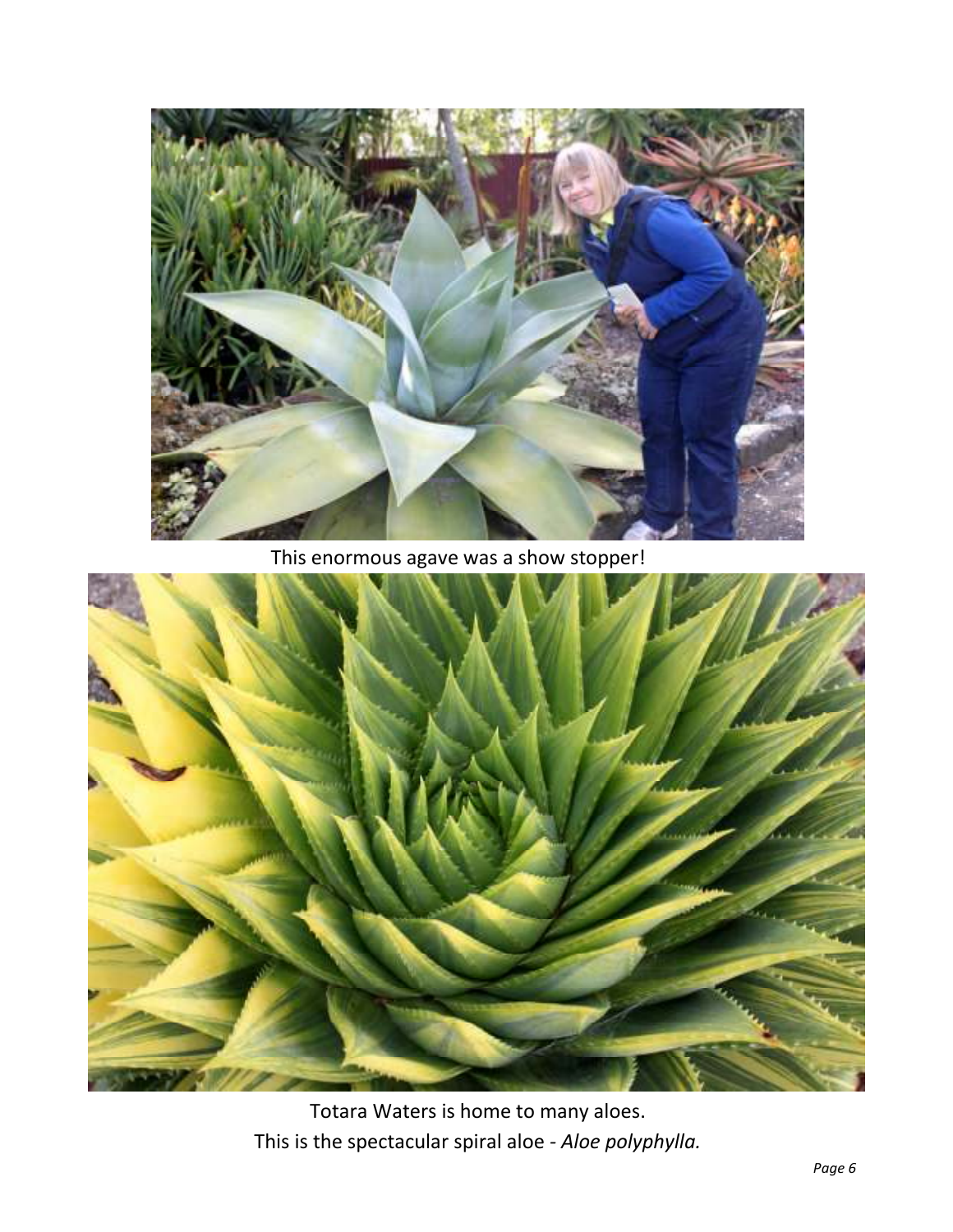This enormous agave was a show stopper!

Totara Waters is home to many aloes.
This is the spectacular spiral aloe - *Aloe polyphylla.*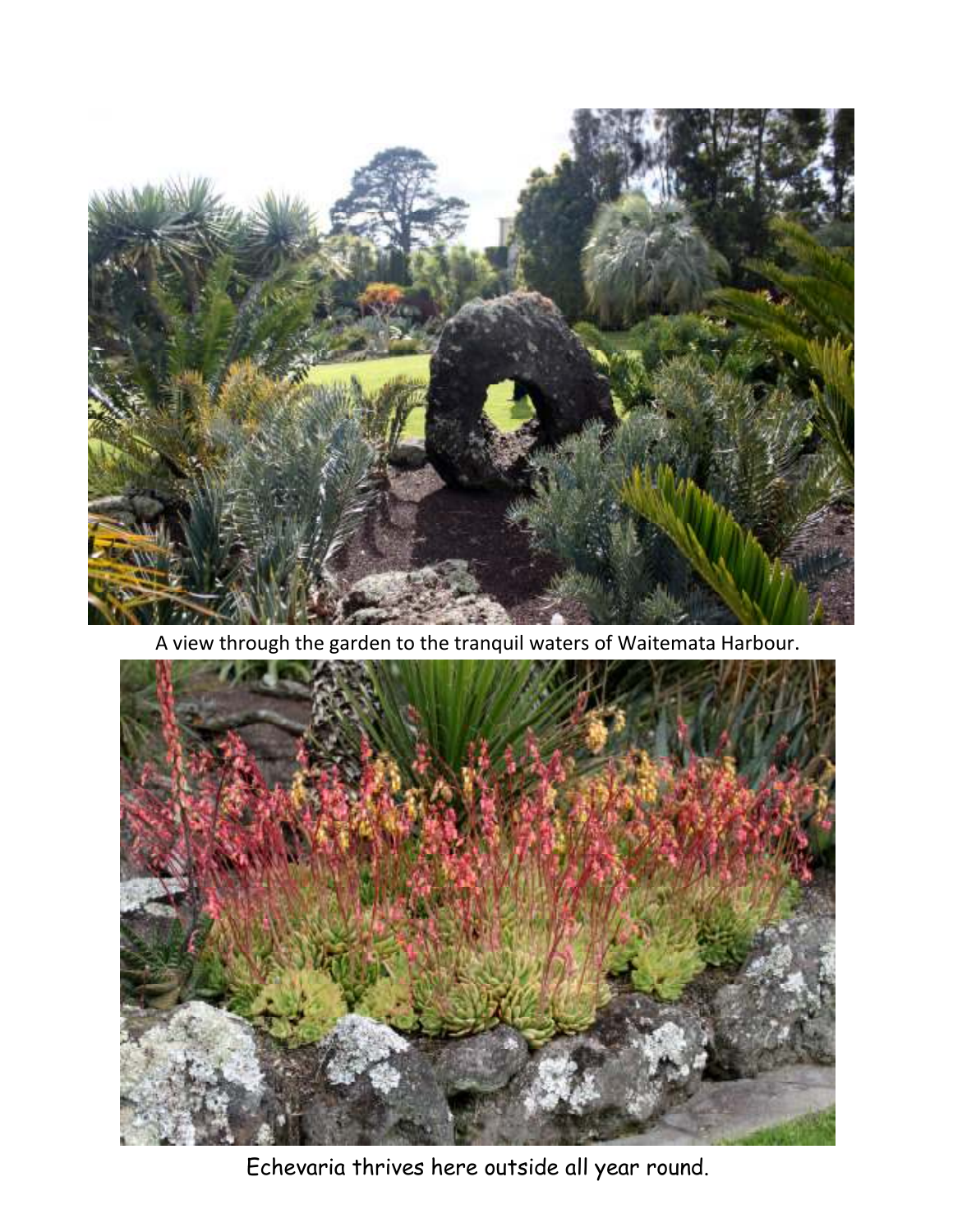A view through the garden to the tranquil waters of Waitemata Harbour.

Echevaria thrives here outside all year round.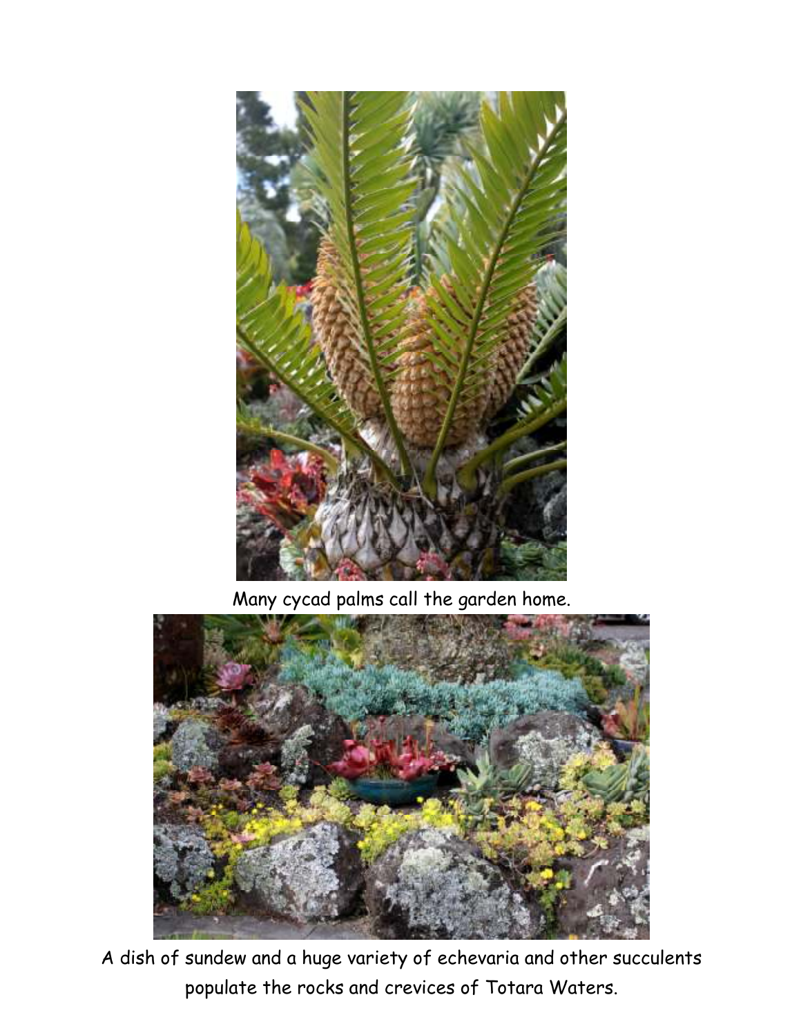Many cycad palms call the garden home.

A dish of sundew and a huge variety of echevaria and other succulents populate the rocks and crevices of Totara Waters.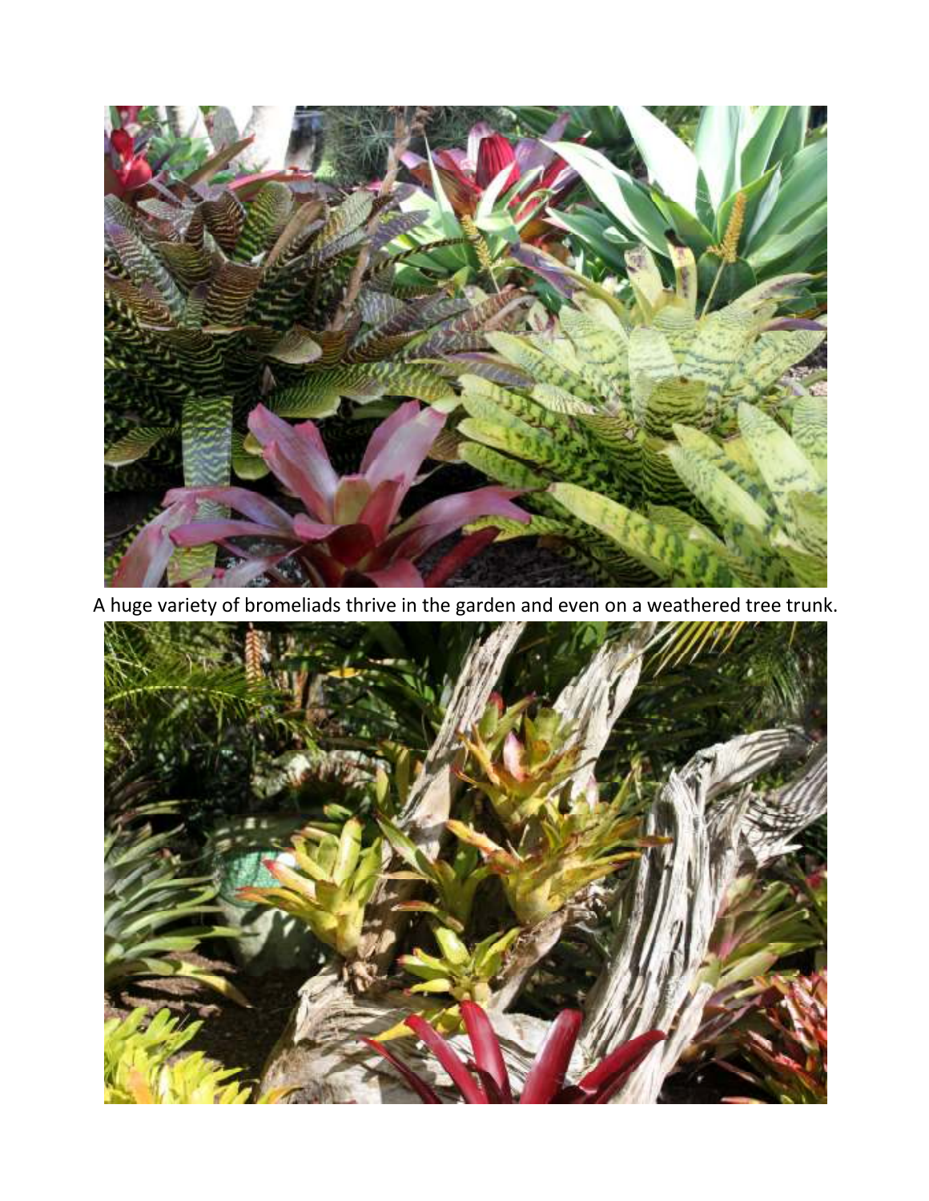A huge variety of bromeliads thrive in the garden and even on a weathered tree trunk.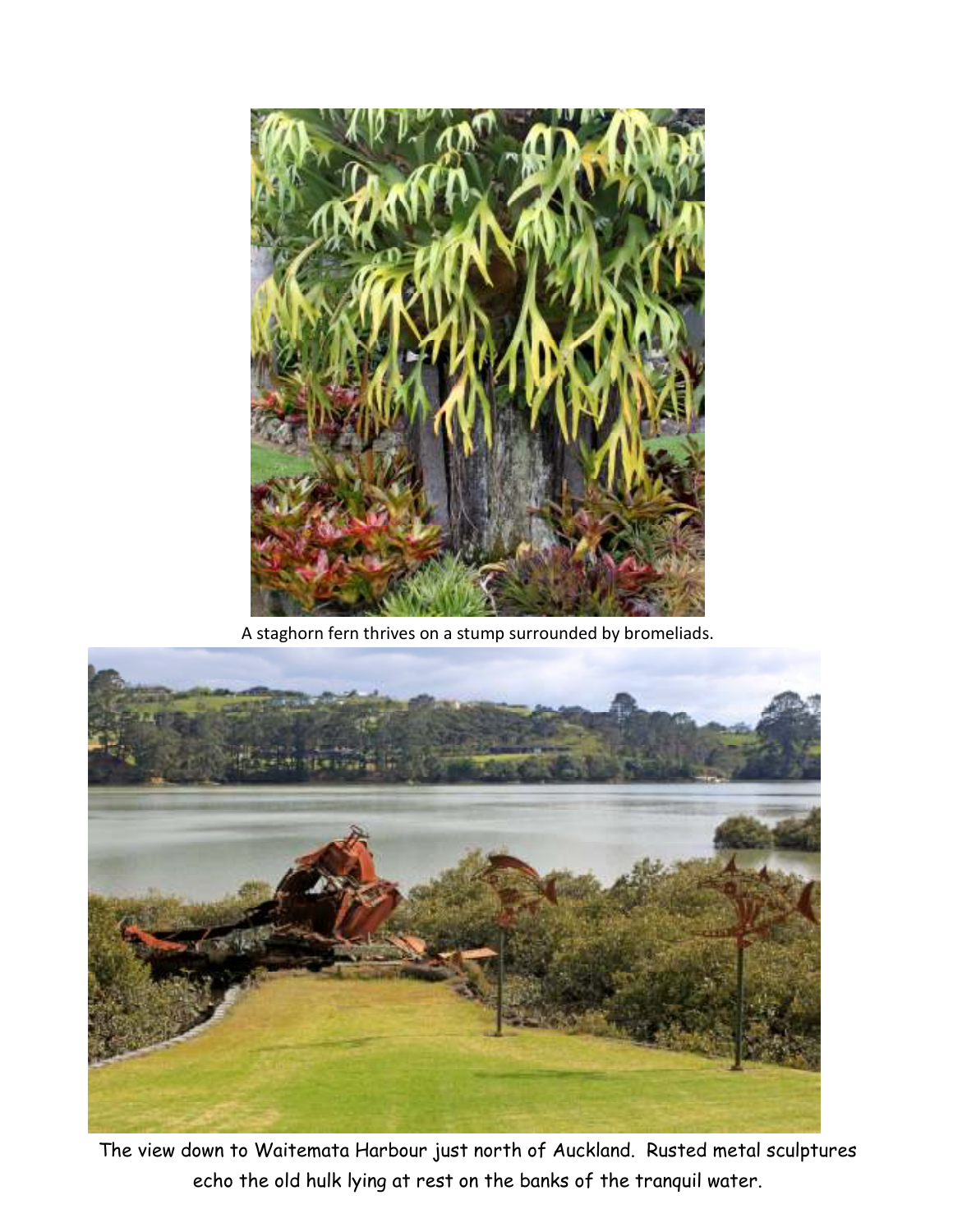A staghorn fern thrives on a stump surrounded by bromeliads.

The view down to Waitemata Harbour just north of Auckland. Rusted metal sculptures echo the old hulk lying at rest on the banks of the tranquil water.